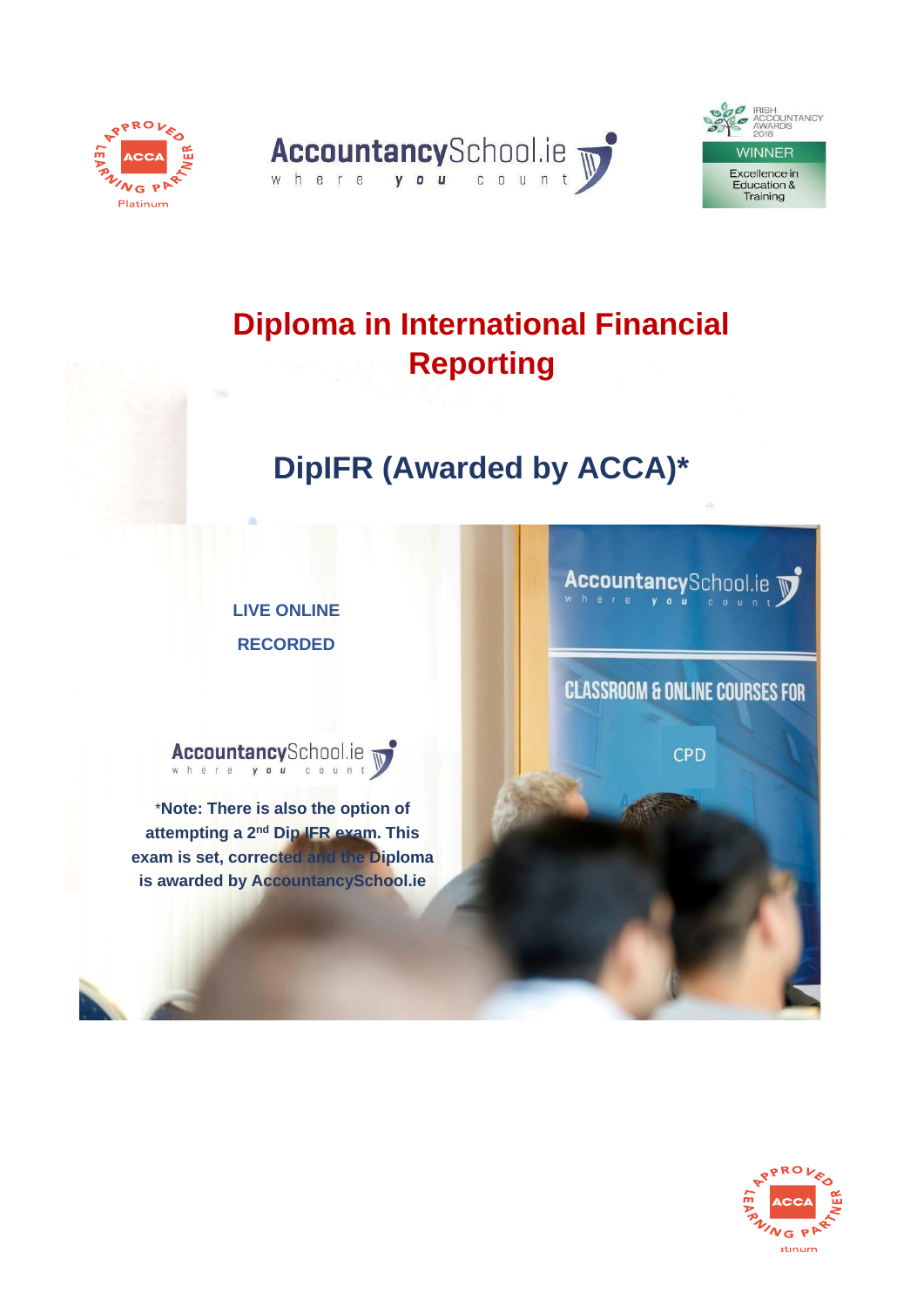# Diploma in International Financial Reporting

## DipIFR (Awarded by ACCA)*

**LIVE ONLINE**

**RECORDED**

*Note: There is also the option of attempting a 2nd Dip IFR exam. This exam is set, corrected and the Diploma is awarded by AccountancySchool.ie**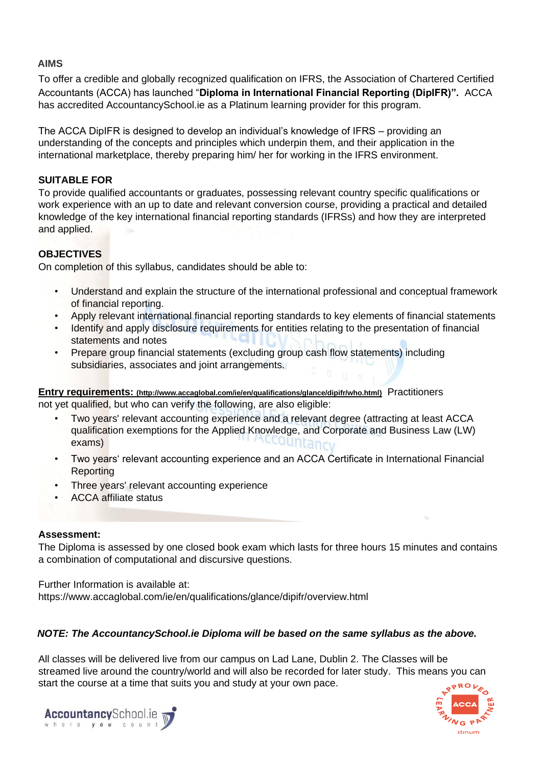## AIMS

To offer a credible and globally recognized qualification on IFRS, the Association of Chartered Certified Accountants (ACCA) has launched "**Diploma in International Financial Reporting (DipIFR)".** ACCA has accredited AccountancySchool.ie as a Platinum learning provider for this program.

The ACCA DipIFR is designed to develop an individual's knowledge of IFRS – providing an understanding of the concepts and principles which underpin them, and their application in the international marketplace, thereby preparing him/ her for working in the IFRS environment.

## SUITABLE FOR

To provide qualified accountants or graduates, possessing relevant country specific qualifications or work experience with an up to date and relevant conversion course, providing a practical and detailed knowledge of the key international financial reporting standards (IFRSs) and how they are interpreted and applied.

## OBJECTIVES

On completion of this syllabus, candidates should be able to:

- Understand and explain the structure of the international professional and conceptual framework of financial reporting.
- Apply relevant international financial reporting standards to key elements of financial statements
- Identify and apply disclosure requirements for entities relating to the presentation of financial statements and notes
- Prepare group financial statements (excluding group cash flow statements) including subsidiaries, associates and joint arrangements.

**Entry requirements: (http://www.accaglobal.com/ie/en/qualifications/glance/dipifr/who.html)** Practitioners not yet qualified, but who can verify the following, are also eligible:

- Two years' relevant accounting experience and a relevant degree (attracting at least ACCA qualification exemptions for the Applied Knowledge, and Corporate and Business Law (LW) exams)
- Two years' relevant accounting experience and an ACCA Certificate in International Financial Reporting
- Three years' relevant accounting experience
- ACCA affiliate status

**Assessment:**

The Diploma is assessed by one closed book exam which lasts for three hours 15 minutes and contains a combination of computational and discursive questions.

Further Information is available at:
https://www.accaglobal.com/ie/en/qualifications/glance/dipifr/overview.html

***NOTE: The AccountancySchool.ie Diploma will be based on the same syllabus as the above.***

All classes will be delivered live from our campus on Lad Lane, Dublin 2. The Classes will be streamed live around the country/world and will also be recorded for later study. This means you can start the course at a time that suits you and study at your own pace.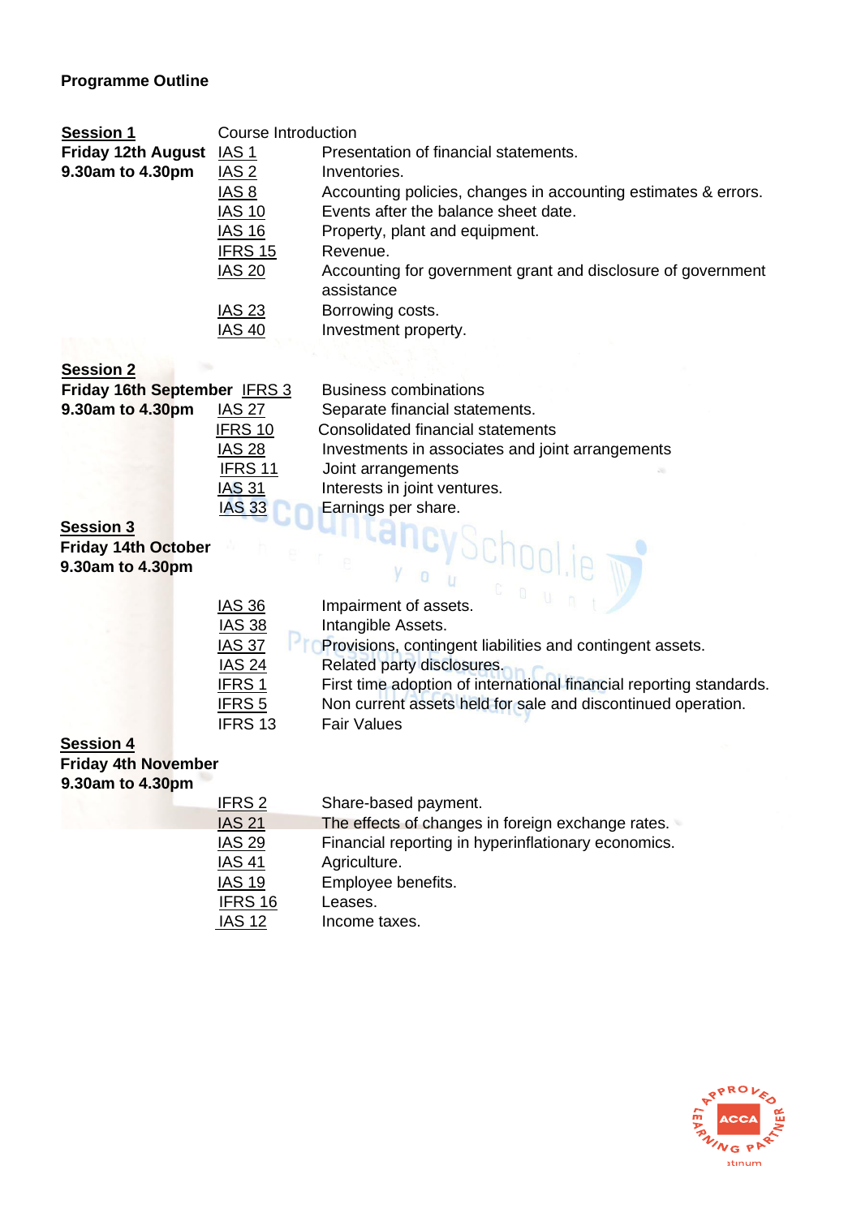**Programme Outline**

| | | |
|---|---|---|
| **Session 1** | Course Introduction | |
| **Friday 12th August** | IAS 1 | Presentation of financial statements. |
| **9.30am to 4.30pm** | IAS 2 | Inventories. |
| | IAS 8 | Accounting policies, changes in accounting estimates & errors. |
| | IAS 10 | Events after the balance sheet date. |
| | IAS 16 | Property, plant and equipment. |
| | IFRS 15 | Revenue. |
| | IAS 20 | Accounting for government grant and disclosure of government assistance |
| | IAS 23 | Borrowing costs. |
| | IAS 40 | Investment property. |
| **Session 2** | | |
| **Friday 16th September** | IFRS 3 | Business combinations |
| **9.30am to 4.30pm** | IAS 27 | Separate financial statements. |
| | IFRS 10 | Consolidated financial statements |
| | IAS 28 | Investments in associates and joint arrangements |
| | IFRS 11 | Joint arrangements |
| | IAS 31 | Interests in joint ventures. |
| | IAS 33 | Earnings per share. |
| **Session 3** | | |
| **Friday 14th October** | | |
| **9.30am to 4.30pm** | | |
| | IAS 36 | Impairment of assets. |
| | IAS 38 | Intangible Assets. |
| | IAS 37 | Provisions, contingent liabilities and contingent assets. |
| | IAS 24 | Related party disclosures. |
| | IFRS 1 | First time adoption of international financial reporting standards. |
| | IFRS 5 | Non current assets held for sale and discontinued operation. |
| | IFRS 13 | Fair Values |
| **Session 4** | | |
| **Friday 4th November** | | |
| **9.30am to 4.30pm** | | |
| | IFRS 2 | Share-based payment. |
| | IAS 21 | The effects of changes in foreign exchange rates. |
| | IAS 29 | Financial reporting in hyperinflationary economics. |
| | IAS 41 | Agriculture. |
| | IAS 19 | Employee benefits. |
| | IFRS 16 | Leases. |
| | IAS 12 | Income taxes. |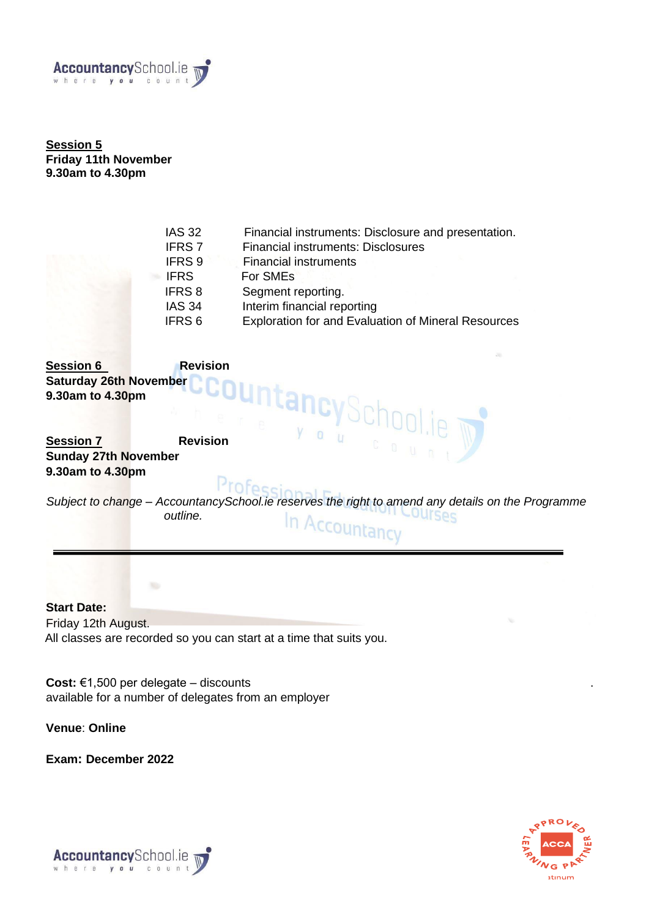**Session 5**
**Friday 11th November**
**9.30am to 4.30pm**

| | |
|---|---|
| IAS 32 | Financial instruments: Disclosure and presentation. |
| IFRS 7 | Financial instruments: Disclosures |
| IFRS 9 | Financial instruments |
| IFRS | For SMEs |
| IFRS 8 | Segment reporting. |
| IAS 34 | Interim financial reporting |
| IFRS 6 | Exploration for and Evaluation of Mineral Resources |

**Session 6** **Revision**
**Saturday 26th November**
**9.30am to 4.30pm**

**Session 7** **Revision**
**Sunday 27th November**
**9.30am to 4.30pm**

*Subject to change – AccountancySchool.ie reserves the right to amend any details on the Programme outline.*

---

**Start Date:**
Friday 12th August.
All classes are recorded so you can start at a time that suits you.

**Cost:** €1,500 per delegate – discounts available for a number of delegates from an employer

**Venue**: **Online**

**Exam: December 2022**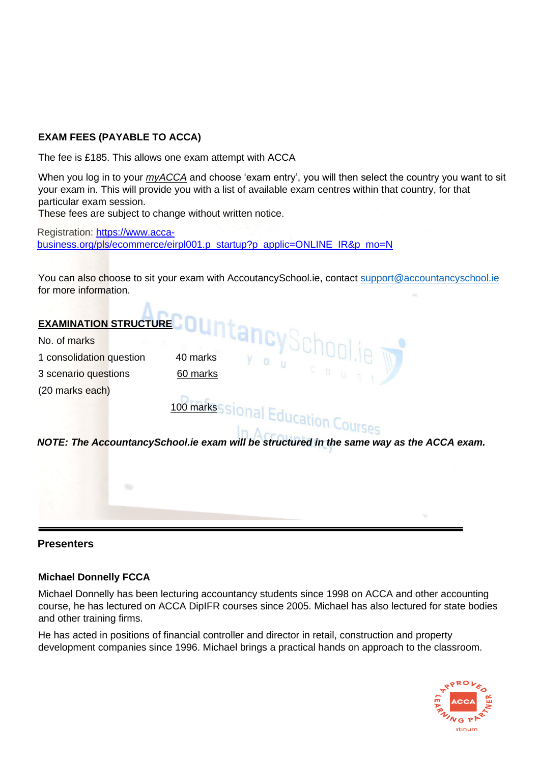**EXAM FEES (PAYABLE TO ACCA)**

The fee is £185. This allows one exam attempt with ACCA

When you log in to your *myACCA* and choose 'exam entry', you will then select the country you want to sit your exam in. This will provide you with a list of available exam centres within that country, for that particular exam session.
These fees are subject to change without written notice.

Registration: https://www.acca-business.org/pls/ecommerce/eirpl001.p_startup?p_applic=ONLINE_IR&p_mo=N

You can also choose to sit your exam with AccoutancySchool.ie, contact support@accountancyschool.ie for more information.

**EXAMINATION STRUCTURE**

| No. of marks | |
|---|---|
| 1 consolidation question | 40 marks |
| 3 scenario questions (20 marks each) | 60 marks |
| | 100 marks |

***NOTE: The AccountancySchool.ie exam will be structured in the same way as the ACCA exam.***

---

**Presenters**

**Michael Donnelly FCCA**

Michael Donnelly has been lecturing accountancy students since 1998 on ACCA and other accounting course, he has lectured on ACCA DipIFR courses since 2005. Michael has also lectured for state bodies and other training firms.

He has acted in positions of financial controller and director in retail, construction and property development companies since 1996. Michael brings a practical hands on approach to the classroom.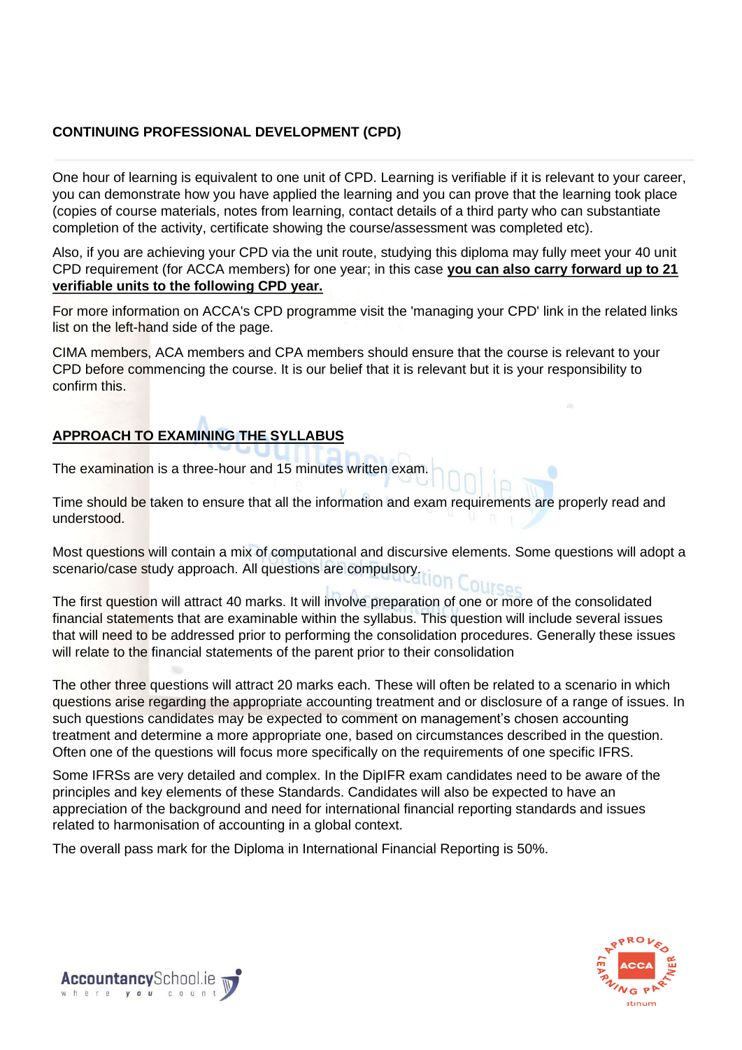## CONTINUING PROFESSIONAL DEVELOPMENT (CPD)

One hour of learning is equivalent to one unit of CPD. Learning is verifiable if it is relevant to your career, you can demonstrate how you have applied the learning and you can prove that the learning took place (copies of course materials, notes from learning, contact details of a third party who can substantiate completion of the activity, certificate showing the course/assessment was completed etc).

Also, if you are achieving your CPD via the unit route, studying this diploma may fully meet your 40 unit CPD requirement (for ACCA members) for one year; in this case **you can also carry forward up to 21 verifiable units to the following CPD year.**

For more information on ACCA's CPD programme visit the 'managing your CPD' link in the related links list on the left-hand side of the page.

CIMA members, ACA members and CPA members should ensure that the course is relevant to your CPD before commencing the course. It is our belief that it is relevant but it is your responsibility to confirm this.

## APPROACH TO EXAMINING THE SYLLABUS

The examination is a three-hour and 15 minutes written exam.

Time should be taken to ensure that all the information and exam requirements are properly read and understood.

Most questions will contain a mix of computational and discursive elements. Some questions will adopt a scenario/case study approach. All questions are compulsory.

The first question will attract 40 marks. It will involve preparation of one or more of the consolidated financial statements that are examinable within the syllabus. This question will include several issues that will need to be addressed prior to performing the consolidation procedures. Generally these issues will relate to the financial statements of the parent prior to their consolidation

The other three questions will attract 20 marks each. These will often be related to a scenario in which questions arise regarding the appropriate accounting treatment and or disclosure of a range of issues. In such questions candidates may be expected to comment on management's chosen accounting treatment and determine a more appropriate one, based on circumstances described in the question. Often one of the questions will focus more specifically on the requirements of one specific IFRS.

Some IFRSs are very detailed and complex. In the DipIFR exam candidates need to be aware of the principles and key elements of these Standards. Candidates will also be expected to have an appreciation of the background and need for international financial reporting standards and issues related to harmonisation of accounting in a global context.

The overall pass mark for the Diploma in International Financial Reporting is 50%.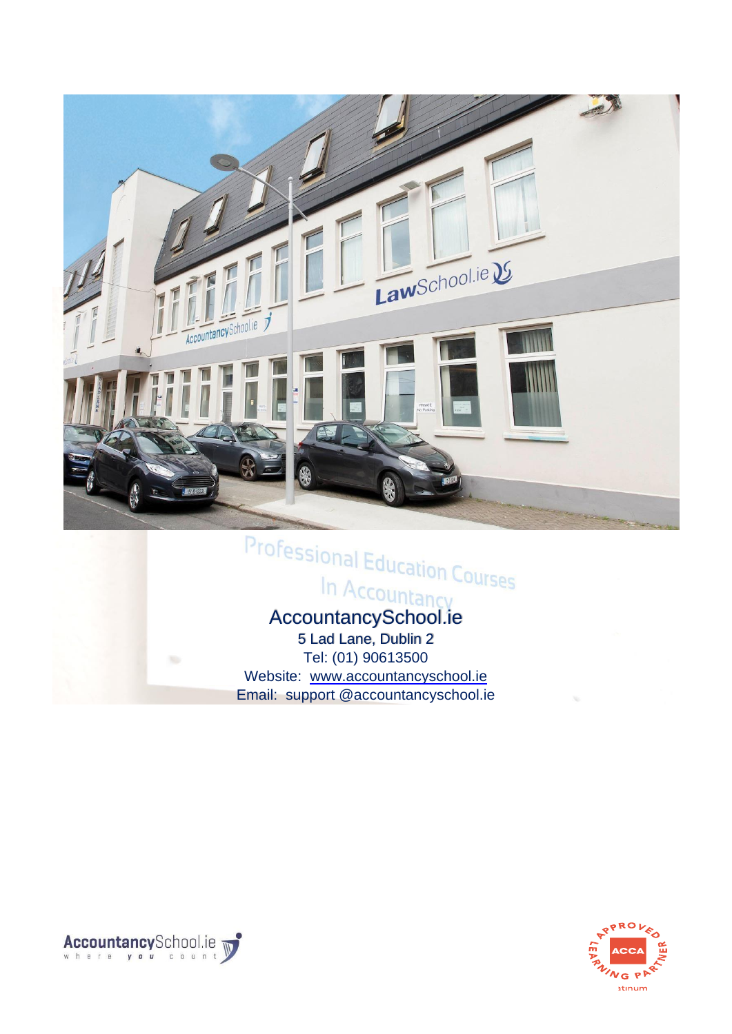Professional Education Courses
In Accountancy

AccountancySchool.ie

5 Lad Lane, Dublin 2

Tel: (01) 90613500

Website: www.accountancyschool.ie

Email: support @accountancyschool.ie